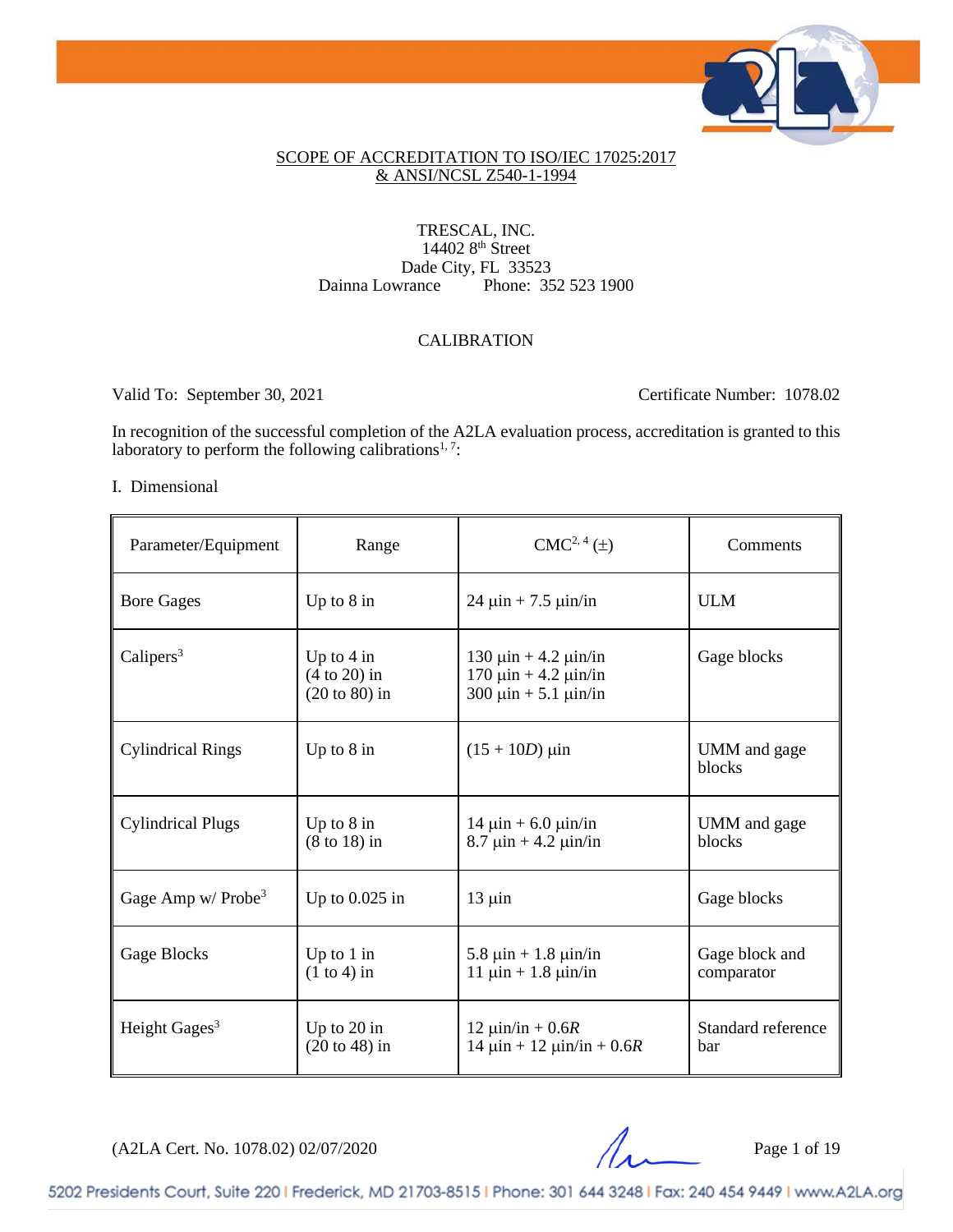SCOPE OF ACCREDITATION TO ISO/IEC 17025:2017
& ANSI/NCSL Z540-1-1994

TRESCAL, INC.
14402 8th Street
Dade City, FL 33523
Dainna Lowrance Phone: 352 523 1900

CALIBRATION

Valid To: September 30, 2021 Certificate Number: 1078.02

In recognition of the successful completion of the A2LA evaluation process, accreditation is granted to this laboratory to perform the following calibrations[1, 7]:

I. Dimensional

| Parameter/Equipment | Range | CMC[2, 4] (±) | Comments |
|---|---|---|---|
| Bore Gages | Up to 8 in | 24 µin + 7.5 µin/in | ULM |
| Calipers[3] | Up to 4 in<br>(4 to 20) in<br>(20 to 80) in | 130 µin + 4.2 µin/in<br>170 µin + 4.2 µin/in<br>300 µin + 5.1 µin/in | Gage blocks |
| Cylindrical Rings | Up to 8 in | $(15 + 10D)$ µin | UMM and gage blocks |
| Cylindrical Plugs | Up to 8 in<br>(8 to 18) in | 14 µin + 6.0 µin/in<br>8.7 µin + 4.2 µin/in | UMM and gage blocks |
| Gage Amp w/ Probe[3] | Up to 0.025 in | 13 µin | Gage blocks |
| Gage Blocks | Up to 1 in<br>(1 to 4) in | 5.8 µin + 1.8 µin/in<br>11 µin + 1.8 µin/in | Gage block and comparator |
| Height Gages[3] | Up to 20 in<br>(20 to 48) in | 12 µin/in + $0.6R$<br>14 µin + 12 µin/in + $0.6R$ | Standard reference bar |

(A2LA Cert. No. 1078.02) 02/07/2020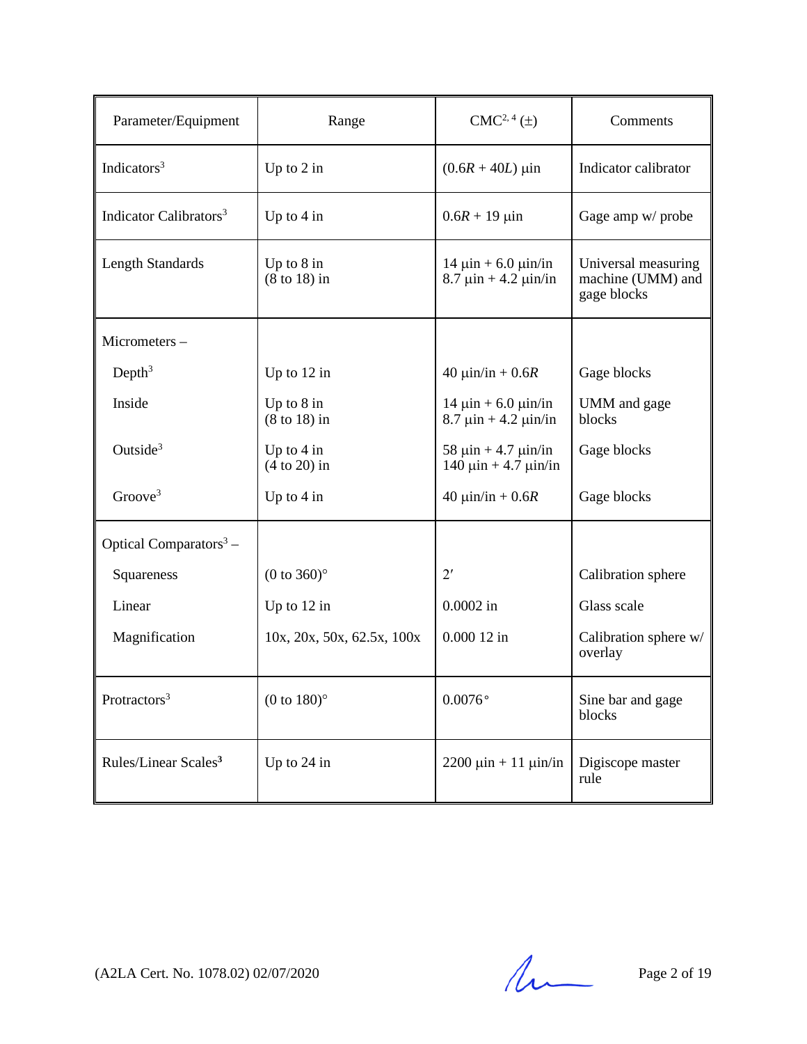| Parameter/Equipment | Range | CMC[2, 4] (±) | Comments |
|---|---|---|---|
| Indicators[3] | Up to 2 in | $(0.6R + 40L)$ µin | Indicator calibrator |
| Indicator Calibrators[3] | Up to 4 in | $0.6R$ + 19 µin | Gage amp w/ probe |
| Length Standards | Up to 8 in<br>(8 to 18) in | 14 µin + 6.0 µin/in<br>8.7 µin + 4.2 µin/in | Universal measuring machine (UMM) and gage blocks |
| Micrometers – | | | |
| Depth[3] | Up to 12 in | 40 µin/in + $0.6R$ | Gage blocks |
| Inside | Up to 8 in<br>(8 to 18) in | 14 µin + 6.0 µin/in<br>8.7 µin + 4.2 µin/in | UMM and gage blocks |
| Outside[3] | Up to 4 in<br>(4 to 20) in | 58 µin + 4.7 µin/in<br>140 µin + 4.7 µin/in | Gage blocks |
| Groove[3] | Up to 4 in | 40 µin/in + $0.6R$ | Gage blocks |
| Optical Comparators[3] – | | | |
| Squareness | (0 to 360)° | 2′ | Calibration sphere |
| Linear | Up to 12 in | 0.0002 in | Glass scale |
| Magnification | 10x, 20x, 50x, 62.5x, 100x | 0.000 12 in | Calibration sphere w/ overlay |
| Protractors[3] | (0 to 180)° | 0.0076° | Sine bar and gage blocks |
| Rules/Linear Scales[3] | Up to 24 in | 2200 µin + 11 µin/in | Digiscope master rule |

(A2LA Cert. No. 1078.02) 02/07/2020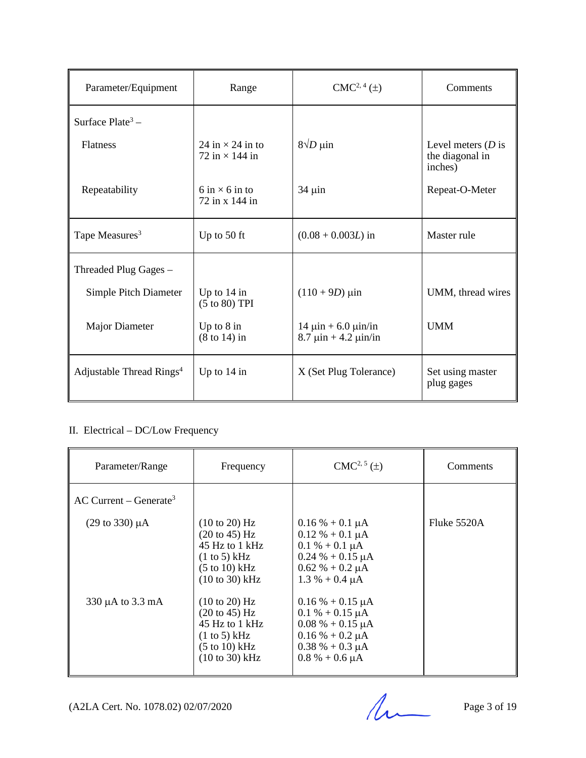| Parameter/Equipment | Range | CMC[2, 4] (±) | Comments |
|---|---|---|---|
| Surface Plate[3] – | | | |
| Flatness | 24 in × 24 in to 72 in × 144 in | $8\sqrt{D}$ µin | Level meters ($D$ is the diagonal in inches) |
| Repeatability | 6 in × 6 in to 72 in x 144 in | 34 µin | Repeat-O-Meter |
| Tape Measures[3] | Up to 50 ft | $(0.08 + 0.003L)$ in | Master rule |
| Threaded Plug Gages – | | | |
| Simple Pitch Diameter | Up to 14 in (5 to 80) TPI | $(110 + 9D)$ µin | UMM, thread wires |
| Major Diameter | Up to 8 in<br>(8 to 14) in | 14 µin + 6.0 µin/in<br>8.7 µin + 4.2 µin/in | UMM |
| Adjustable Thread Rings[4] | Up to 14 in | X (Set Plug Tolerance) | Set using master plug gages |

II. Electrical – DC/Low Frequency

| Parameter/Range | Frequency | CMC[2, 5] (±) | Comments |
|---|---|---|---|
| AC Current – Generate[3] | | | |
| (29 to 330) µA | (10 to 20) Hz<br>(20 to 45) Hz<br>45 Hz to 1 kHz<br>(1 to 5) kHz<br>(5 to 10) kHz<br>(10 to 30) kHz | 0.16 % + 0.1 µA<br>0.12 % + 0.1 µA<br>0.1 % + 0.1 µA<br>0.24 % + 0.15 µA<br>0.62 % + 0.2 µA<br>1.3 % + 0.4 µA | Fluke 5520A |
| 330 µA to 3.3 mA | (10 to 20) Hz<br>(20 to 45) Hz<br>45 Hz to 1 kHz<br>(1 to 5) kHz<br>(5 to 10) kHz<br>(10 to 30) kHz | 0.16 % + 0.15 µA<br>0.1 % + 0.15 µA<br>0.08 % + 0.15 µA<br>0.16 % + 0.2 µA<br>0.38 % + 0.3 µA<br>0.8 % + 0.6 µA | |

(A2LA Cert. No. 1078.02) 02/07/2020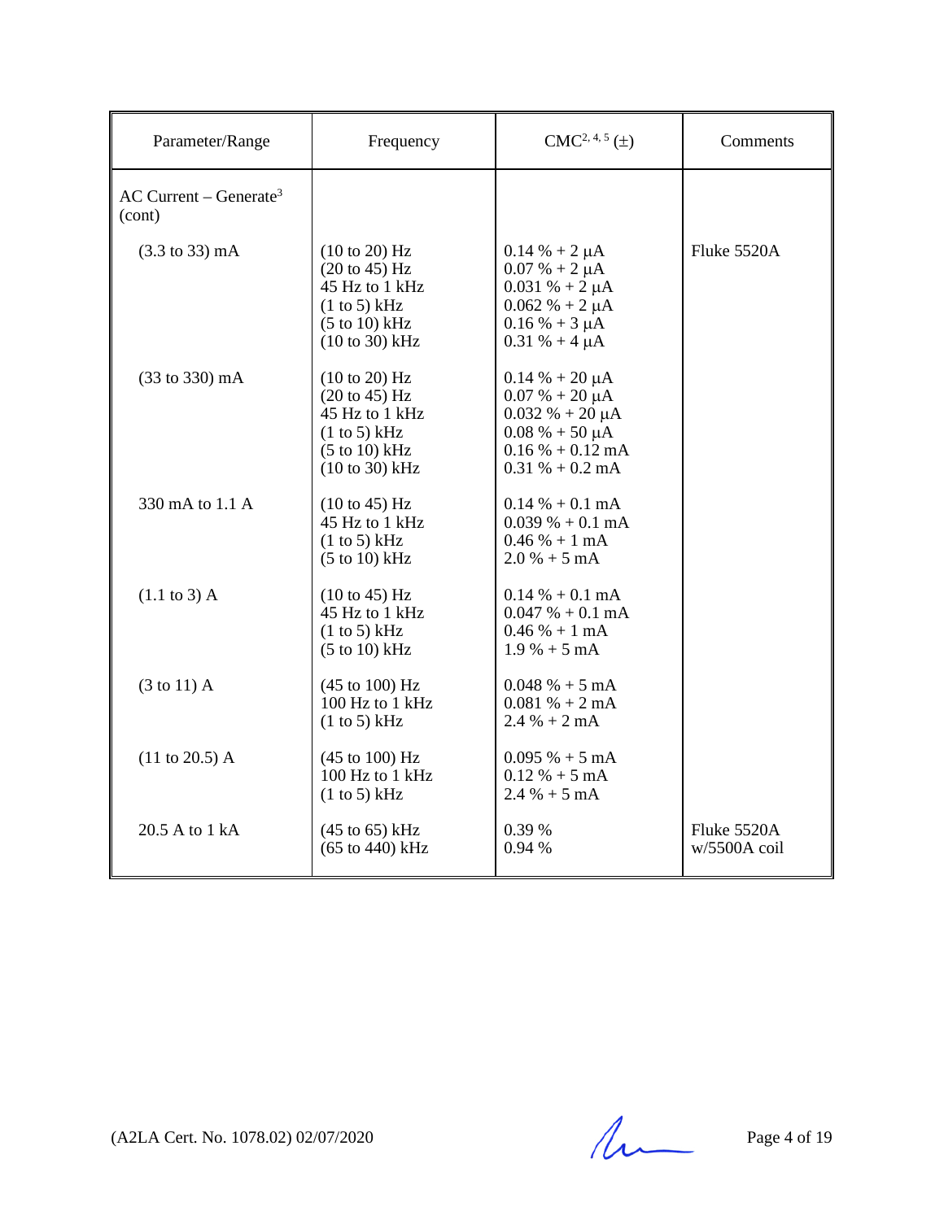| Parameter/Range | Frequency | CMC[2, 4, 5] (±) | Comments |
|---|---|---|---|
| AC Current – Generate[3] (cont) | | | |
| (3.3 to 33) mA | (10 to 20) Hz<br>(20 to 45) Hz<br>45 Hz to 1 kHz<br>(1 to 5) kHz<br>(5 to 10) kHz<br>(10 to 30) kHz | 0.14 % + 2 µA<br>0.07 % + 2 µA<br>0.031 % + 2 µA<br>0.062 % + 2 µA<br>0.16 % + 3 µA<br>0.31 % + 4 µA | Fluke 5520A |
| (33 to 330) mA | (10 to 20) Hz<br>(20 to 45) Hz<br>45 Hz to 1 kHz<br>(1 to 5) kHz<br>(5 to 10) kHz<br>(10 to 30) kHz | 0.14 % + 20 µA<br>0.07 % + 20 µA<br>0.032 % + 20 µA<br>0.08 % + 50 µA<br>0.16 % + 0.12 mA<br>0.31 % + 0.2 mA | |
| 330 mA to 1.1 A | (10 to 45) Hz<br>45 Hz to 1 kHz<br>(1 to 5) kHz<br>(5 to 10) kHz | 0.14 % + 0.1 mA<br>0.039 % + 0.1 mA<br>0.46 % + 1 mA<br>2.0 % + 5 mA | |
| (1.1 to 3) A | (10 to 45) Hz<br>45 Hz to 1 kHz<br>(1 to 5) kHz<br>(5 to 10) kHz | 0.14 % + 0.1 mA<br>0.047 % + 0.1 mA<br>0.46 % + 1 mA<br>1.9 % + 5 mA | |
| (3 to 11) A | (45 to 100) Hz<br>100 Hz to 1 kHz<br>(1 to 5) kHz | 0.048 % + 5 mA<br>0.081 % + 2 mA<br>2.4 % + 2 mA | |
| (11 to 20.5) A | (45 to 100) Hz<br>100 Hz to 1 kHz<br>(1 to 5) kHz | 0.095 % + 5 mA<br>0.12 % + 5 mA<br>2.4 % + 5 mA | |
| 20.5 A to 1 kA | (45 to 65) kHz<br>(65 to 440) kHz | 0.39 %<br>0.94 % | Fluke 5520A w/5500A coil |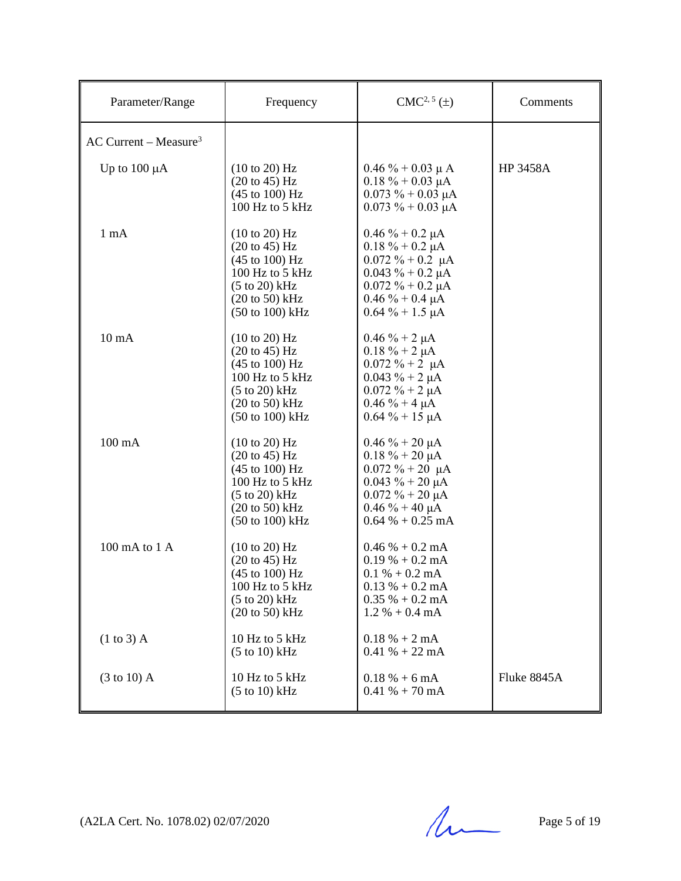| Parameter/Range | Frequency | CMC[2, 5] (±) | Comments |
|---|---|---|---|
| AC Current – Measure[3] | | | |
| Up to 100 µA | (10 to 20) Hz<br>(20 to 45) Hz<br>(45 to 100) Hz<br>100 Hz to 5 kHz | 0.46 % + 0.03 µ A<br>0.18 % + 0.03 µA<br>0.073 % + 0.03 µA<br>0.073 % + 0.03 µA | HP 3458A |
| 1 mA | (10 to 20) Hz<br>(20 to 45) Hz<br>(45 to 100) Hz<br>100 Hz to 5 kHz<br>(5 to 20) kHz<br>(20 to 50) kHz<br>(50 to 100) kHz | 0.46 % + 0.2 µA<br>0.18 % + 0.2 µA<br>0.072 % + 0.2 µA<br>0.043 % + 0.2 µA<br>0.072 % + 0.2 µA<br>0.46 % + 0.4 µA<br>0.64 % + 1.5 µA | |
| 10 mA | (10 to 20) Hz<br>(20 to 45) Hz<br>(45 to 100) Hz<br>100 Hz to 5 kHz<br>(5 to 20) kHz<br>(20 to 50) kHz<br>(50 to 100) kHz | 0.46 % + 2 µA<br>0.18 % + 2 µA<br>0.072 % + 2 µA<br>0.043 % + 2 µA<br>0.072 % + 2 µA<br>0.46 % + 4 µA<br>0.64 % + 15 µA | |
| 100 mA | (10 to 20) Hz<br>(20 to 45) Hz<br>(45 to 100) Hz<br>100 Hz to 5 kHz<br>(5 to 20) kHz<br>(20 to 50) kHz<br>(50 to 100) kHz | 0.46 % + 20 µA<br>0.18 % + 20 µA<br>0.072 % + 20 µA<br>0.043 % + 20 µA<br>0.072 % + 20 µA<br>0.46 % + 40 µA<br>0.64 % + 0.25 mA | |
| 100 mA to 1 A | (10 to 20) Hz<br>(20 to 45) Hz<br>(45 to 100) Hz<br>100 Hz to 5 kHz<br>(5 to 20) kHz<br>(20 to 50) kHz | 0.46 % + 0.2 mA<br>0.19 % + 0.2 mA<br>0.1 % + 0.2 mA<br>0.13 % + 0.2 mA<br>0.35 % + 0.2 mA<br>1.2 % + 0.4 mA | |
| (1 to 3) A | 10 Hz to 5 kHz<br>(5 to 10) kHz | 0.18 % + 2 mA<br>0.41 % + 22 mA | |
| (3 to 10) A | 10 Hz to 5 kHz<br>(5 to 10) kHz | 0.18 % + 6 mA<br>0.41 % + 70 mA | Fluke 8845A |

(A2LA Cert. No. 1078.02) 02/07/2020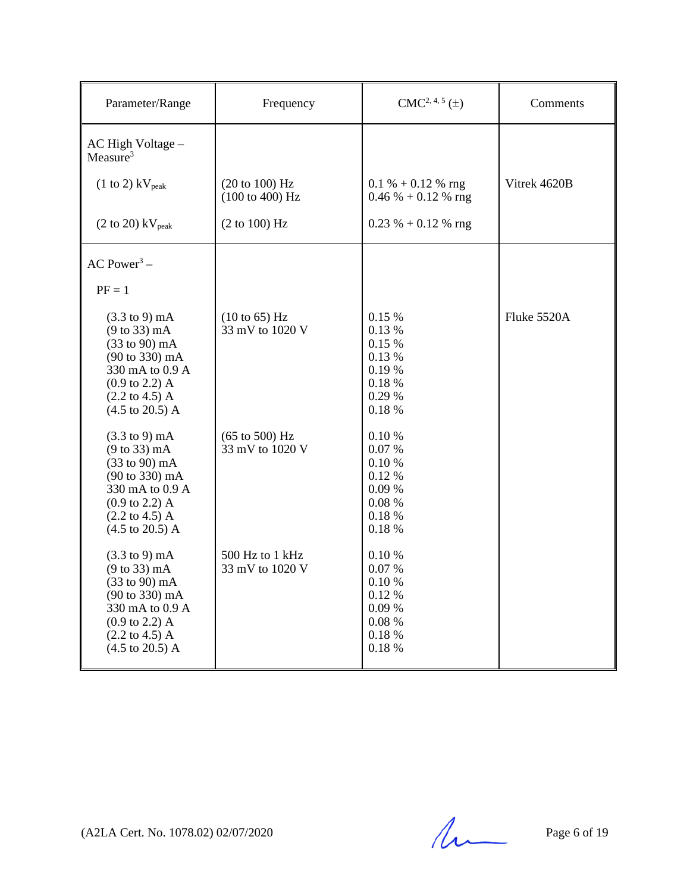| Parameter/Range | Frequency | CMC[2, 4, 5] (±) | Comments |
|---|---|---|---|
| AC High Voltage – Measure[3] | | | |
| (1 to 2) $kV_{peak}$ | (20 to 100) Hz<br>(100 to 400) Hz | 0.1 % + 0.12 % rng<br>0.46 % + 0.12 % rng | Vitrek 4620B |
| (2 to 20) $kV_{peak}$ | (2 to 100) Hz | 0.23 % + 0.12 % rng | |
| AC Power[3] – | | | |
| PF = 1 | | | |
| (3.3 to 9) mA<br>(9 to 33) mA<br>(33 to 90) mA<br>(90 to 330) mA<br>330 mA to 0.9 A<br>(0.9 to 2.2) A<br>(2.2 to 4.5) A<br>(4.5 to 20.5) A | (10 to 65) Hz<br>33 mV to 1020 V | 0.15 %<br>0.13 %<br>0.15 %<br>0.13 %<br>0.19 %<br>0.18 %<br>0.29 %<br>0.18 % | Fluke 5520A |
| (3.3 to 9) mA<br>(9 to 33) mA<br>(33 to 90) mA<br>(90 to 330) mA<br>330 mA to 0.9 A<br>(0.9 to 2.2) A<br>(2.2 to 4.5) A<br>(4.5 to 20.5) A | (65 to 500) Hz<br>33 mV to 1020 V | 0.10 %<br>0.07 %<br>0.10 %<br>0.12 %<br>0.09 %<br>0.08 %<br>0.18 %<br>0.18 % | |
| (3.3 to 9) mA<br>(9 to 33) mA<br>(33 to 90) mA<br>(90 to 330) mA<br>330 mA to 0.9 A<br>(0.9 to 2.2) A<br>(2.2 to 4.5) A<br>(4.5 to 20.5) A | 500 Hz to 1 kHz<br>33 mV to 1020 V | 0.10 %<br>0.07 %<br>0.10 %<br>0.12 %<br>0.09 %<br>0.08 %<br>0.18 %<br>0.18 % | |

(A2LA Cert. No. 1078.02) 02/07/2020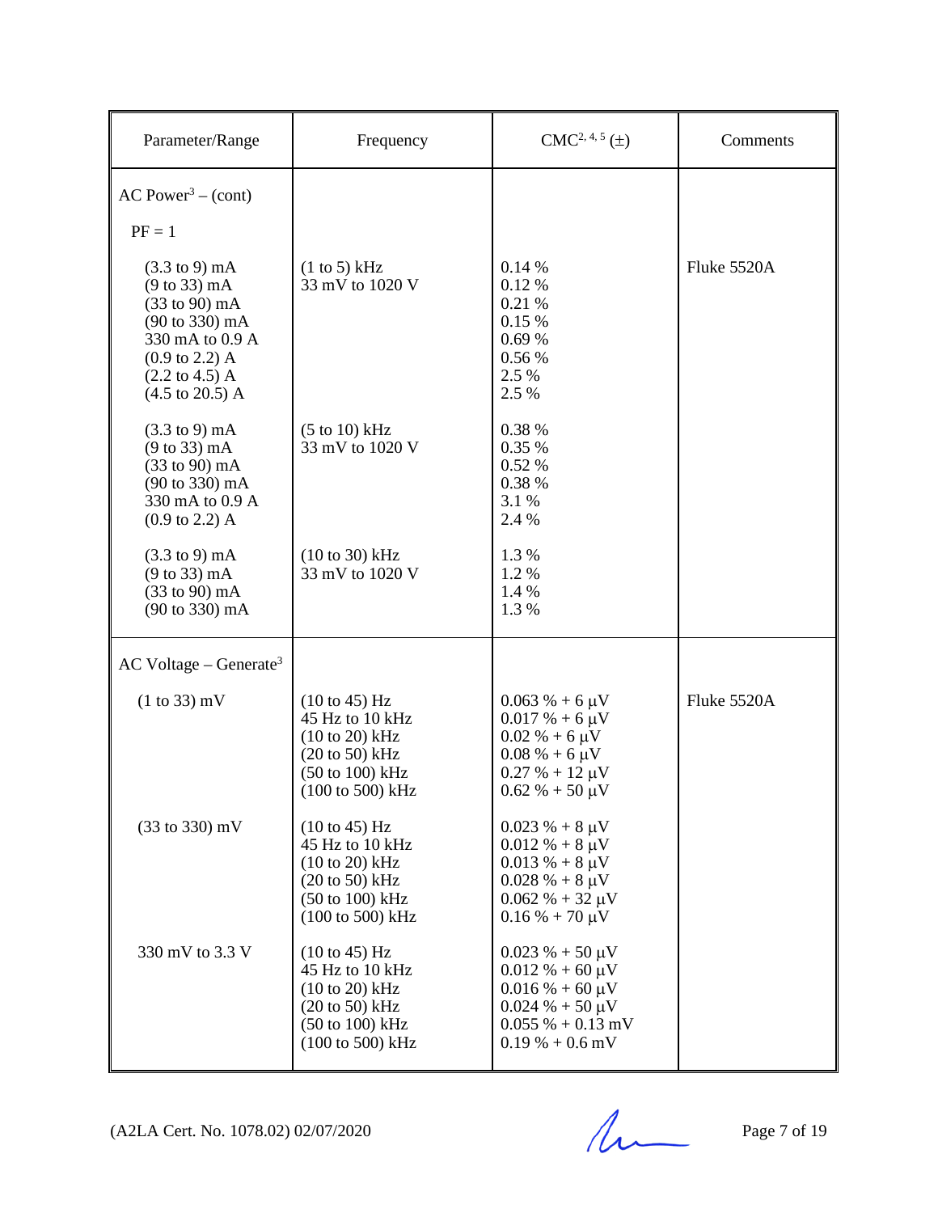| Parameter/Range | Frequency | CMC[2, 4, 5] (±) | Comments |
|---|---|---|---|
| AC Power[3] – (cont) | | | |
| PF = 1 | | | |
| (3.3 to 9) mA<br>(9 to 33) mA<br>(33 to 90) mA<br>(90 to 330) mA<br>330 mA to 0.9 A<br>(0.9 to 2.2) A<br>(2.2 to 4.5) A<br>(4.5 to 20.5) A | (1 to 5) kHz<br>33 mV to 1020 V | 0.14 %<br>0.12 %<br>0.21 %<br>0.15 %<br>0.69 %<br>0.56 %<br>2.5 %<br>2.5 % | Fluke 5520A |
| (3.3 to 9) mA<br>(9 to 33) mA<br>(33 to 90) mA<br>(90 to 330) mA<br>330 mA to 0.9 A<br>(0.9 to 2.2) A | (5 to 10) kHz<br>33 mV to 1020 V | 0.38 %<br>0.35 %<br>0.52 %<br>0.38 %<br>3.1 %<br>2.4 % | |
| (3.3 to 9) mA<br>(9 to 33) mA<br>(33 to 90) mA<br>(90 to 330) mA | (10 to 30) kHz<br>33 mV to 1020 V | 1.3 %<br>1.2 %<br>1.4 %<br>1.3 % | |
| AC Voltage – Generate[3] | | | |
| (1 to 33) mV | (10 to 45) Hz<br>45 Hz to 10 kHz<br>(10 to 20) kHz<br>(20 to 50) kHz<br>(50 to 100) kHz<br>(100 to 500) kHz | 0.063 % + 6 µV<br>0.017 % + 6 µV<br>0.02 % + 6 µV<br>0.08 % + 6 µV<br>0.27 % + 12 µV<br>0.62 % + 50 µV | Fluke 5520A |
| (33 to 330) mV | (10 to 45) Hz<br>45 Hz to 10 kHz<br>(10 to 20) kHz<br>(20 to 50) kHz<br>(50 to 100) kHz<br>(100 to 500) kHz | 0.023 % + 8 µV<br>0.012 % + 8 µV<br>0.013 % + 8 µV<br>0.028 % + 8 µV<br>0.062 % + 32 µV<br>0.16 % + 70 µV | |
| 330 mV to 3.3 V | (10 to 45) Hz<br>45 Hz to 10 kHz<br>(10 to 20) kHz<br>(20 to 50) kHz<br>(50 to 100) kHz<br>(100 to 500) kHz | 0.023 % + 50 µV<br>0.012 % + 60 µV<br>0.016 % + 60 µV<br>0.024 % + 50 µV<br>0.055 % + 0.13 mV<br>0.19 % + 0.6 mV | |

(A2LA Cert. No. 1078.02) 02/07/2020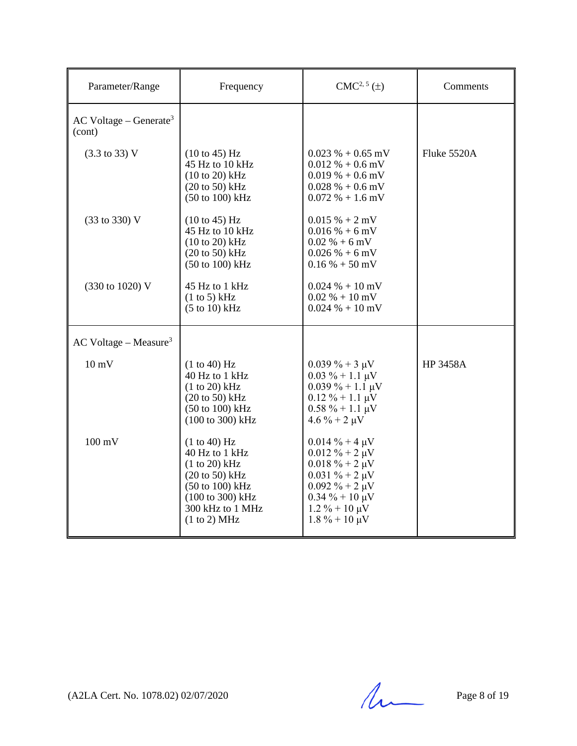| Parameter/Range | Frequency | CMC[2, 5] (±) | Comments |
|---|---|---|---|
| AC Voltage – Generate[3] (cont) | | | |
| (3.3 to 33) V | (10 to 45) Hz<br>45 Hz to 10 kHz<br>(10 to 20) kHz<br>(20 to 50) kHz<br>(50 to 100) kHz | 0.023 % + 0.65 mV<br>0.012 % + 0.6 mV<br>0.019 % + 0.6 mV<br>0.028 % + 0.6 mV<br>0.072 % + 1.6 mV | Fluke 5520A |
| (33 to 330) V | (10 to 45) Hz<br>45 Hz to 10 kHz<br>(10 to 20) kHz<br>(20 to 50) kHz<br>(50 to 100) kHz | 0.015 % + 2 mV<br>0.016 % + 6 mV<br>0.02 % + 6 mV<br>0.026 % + 6 mV<br>0.16 % + 50 mV | |
| (330 to 1020) V | 45 Hz to 1 kHz<br>(1 to 5) kHz<br>(5 to 10) kHz | 0.024 % + 10 mV<br>0.02 % + 10 mV<br>0.024 % + 10 mV | |
| AC Voltage – Measure[3] | | | |
| 10 mV | (1 to 40) Hz<br>40 Hz to 1 kHz<br>(1 to 20) kHz<br>(20 to 50) kHz<br>(50 to 100) kHz<br>(100 to 300) kHz | 0.039 % + 3 µV<br>0.03 % + 1.1 µV<br>0.039 % + 1.1 µV<br>0.12 % + 1.1 µV<br>0.58 % + 1.1 µV<br>4.6 % + 2 µV | HP 3458A |
| 100 mV | (1 to 40) Hz<br>40 Hz to 1 kHz<br>(1 to 20) kHz<br>(20 to 50) kHz<br>(50 to 100) kHz<br>(100 to 300) kHz<br>300 kHz to 1 MHz<br>(1 to 2) MHz | 0.014 % + 4 µV<br>0.012 % + 2 µV<br>0.018 % + 2 µV<br>0.031 % + 2 µV<br>0.092 % + 2 µV<br>0.34 % + 10 µV<br>1.2 % + 10 µV<br>1.8 % + 10 µV | |

(A2LA Cert. No. 1078.02) 02/07/2020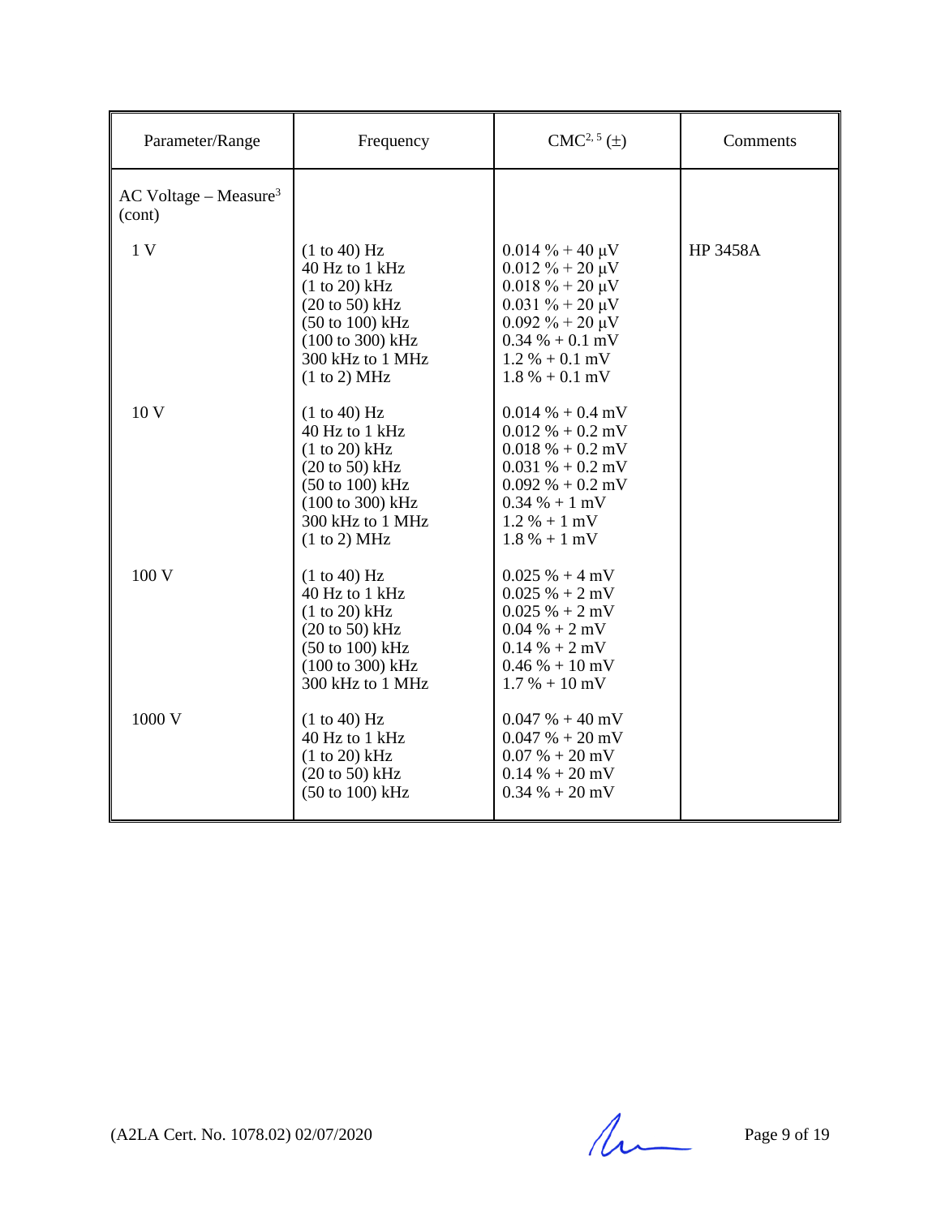| Parameter/Range | Frequency | CMC[2, 5] (±) | Comments |
|---|---|---|---|
| AC Voltage – Measure[3] (cont) | | | |
| 1 V | (1 to 40) Hz<br>40 Hz to 1 kHz<br>(1 to 20) kHz<br>(20 to 50) kHz<br>(50 to 100) kHz<br>(100 to 300) kHz<br>300 kHz to 1 MHz<br>(1 to 2) MHz | 0.014 % + 40 µV<br>0.012 % + 20 µV<br>0.018 % + 20 µV<br>0.031 % + 20 µV<br>0.092 % + 20 µV<br>0.34 % + 0.1 mV<br>1.2 % + 0.1 mV<br>1.8 % + 0.1 mV | HP 3458A |
| 10 V | (1 to 40) Hz<br>40 Hz to 1 kHz<br>(1 to 20) kHz<br>(20 to 50) kHz<br>(50 to 100) kHz<br>(100 to 300) kHz<br>300 kHz to 1 MHz<br>(1 to 2) MHz | 0.014 % + 0.4 mV<br>0.012 % + 0.2 mV<br>0.018 % + 0.2 mV<br>0.031 % + 0.2 mV<br>0.092 % + 0.2 mV<br>0.34 % + 1 mV<br>1.2 % + 1 mV<br>1.8 % + 1 mV | |
| 100 V | (1 to 40) Hz<br>40 Hz to 1 kHz<br>(1 to 20) kHz<br>(20 to 50) kHz<br>(50 to 100) kHz<br>(100 to 300) kHz<br>300 kHz to 1 MHz | 0.025 % + 4 mV<br>0.025 % + 2 mV<br>0.025 % + 2 mV<br>0.04 % + 2 mV<br>0.14 % + 2 mV<br>0.46 % + 10 mV<br>1.7 % + 10 mV | |
| 1000 V | (1 to 40) Hz<br>40 Hz to 1 kHz<br>(1 to 20) kHz<br>(20 to 50) kHz<br>(50 to 100) kHz | 0.047 % + 40 mV<br>0.047 % + 20 mV<br>0.07 % + 20 mV<br>0.14 % + 20 mV<br>0.34 % + 20 mV | |

(A2LA Cert. No. 1078.02) 02/07/2020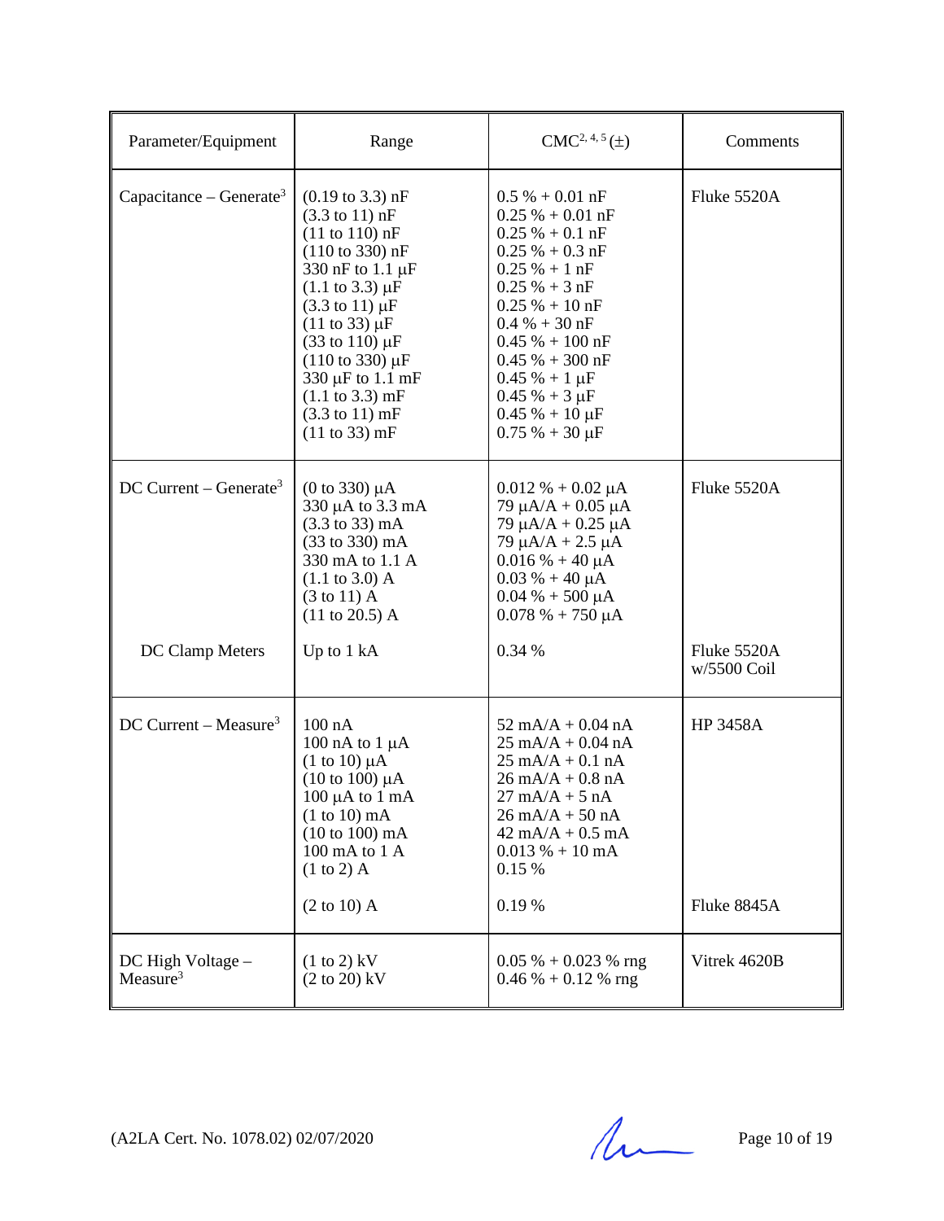| Parameter/Equipment | Range | CMC[2, 4, 5] (±) | Comments |
|---|---|---|---|
| Capacitance – Generate[3] | (0.19 to 3.3) nF<br>(3.3 to 11) nF<br>(11 to 110) nF<br>(110 to 330) nF<br>330 nF to 1.1 μF<br>(1.1 to 3.3) μF<br>(3.3 to 11) μF<br>(11 to 33) μF<br>(33 to 110) μF<br>(110 to 330) μF<br>330 μF to 1.1 mF<br>(1.1 to 3.3) mF<br>(3.3 to 11) mF<br>(11 to 33) mF | 0.5 % + 0.01 nF<br>0.25 % + 0.01 nF<br>0.25 % + 0.1 nF<br>0.25 % + 0.3 nF<br>0.25 % + 1 nF<br>0.25 % + 3 nF<br>0.25 % + 10 nF<br>0.4 % + 30 nF<br>0.45 % + 100 nF<br>0.45 % + 300 nF<br>0.45 % + 1 μF<br>0.45 % + 3 μF<br>0.45 % + 10 μF<br>0.75 % + 30 μF | Fluke 5520A |
| DC Current – Generate[3] | (0 to 330) μA<br>330 μA to 3.3 mA<br>(3.3 to 33) mA<br>(33 to 330) mA<br>330 mA to 1.1 A<br>(1.1 to 3.0) A<br>(3 to 11) A<br>(11 to 20.5) A | 0.012 % + 0.02 μA<br>79 μA/A + 0.05 μA<br>79 μA/A + 0.25 μA<br>79 μA/A + 2.5 μA<br>0.016 % + 40 μA<br>0.03 % + 40 μA<br>0.04 % + 500 μA<br>0.078 % + 750 μA | Fluke 5520A |
| DC Clamp Meters | Up to 1 kA | 0.34 % | Fluke 5520A w/5500 Coil |
| DC Current – Measure[3] | 100 nA<br>100 nA to 1 μA<br>(1 to 10) μA<br>(10 to 100) μA<br>100 μA to 1 mA<br>(1 to 10) mA<br>(10 to 100) mA<br>100 mA to 1 A<br>(1 to 2) A | 52 mA/A + 0.04 nA<br>25 mA/A + 0.04 nA<br>25 mA/A + 0.1 nA<br>26 mA/A + 0.8 nA<br>27 mA/A + 5 nA<br>26 mA/A + 50 nA<br>42 mA/A + 0.5 mA<br>0.013 % + 10 mA<br>0.15 % | HP 3458A |
| | (2 to 10) A | 0.19 % | Fluke 8845A |
| DC High Voltage – Measure[3] | (1 to 2) kV<br>(2 to 20) kV | 0.05 % + 0.023 % rng<br>0.46 % + 0.12 % rng | Vitrek 4620B |

(A2LA Cert. No. 1078.02) 02/07/2020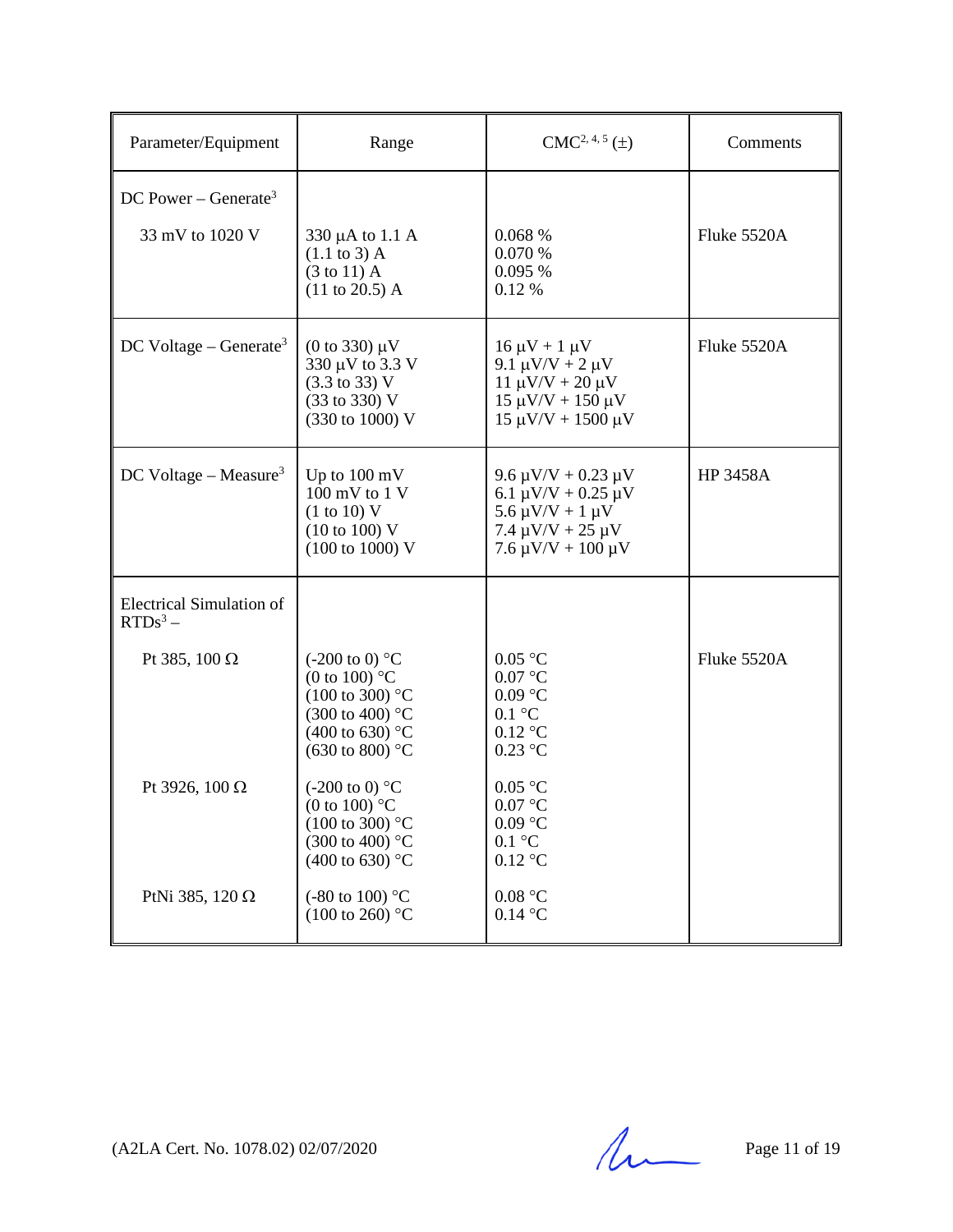| Parameter/Equipment | Range | CMC[2, 4, 5] (±) | Comments |
|---|---|---|---|
| DC Power – Generate[3] | | | |
| 33 mV to 1020 V | 330 µA to 1.1 A<br>(1.1 to 3) A<br>(3 to 11) A<br>(11 to 20.5) A | 0.068 %<br>0.070 %<br>0.095 %<br>0.12 % | Fluke 5520A |
| DC Voltage – Generate[3] | (0 to 330) µV<br>330 µV to 3.3 V<br>(3.3 to 33) V<br>(33 to 330) V<br>(330 to 1000) V | 16 µV + 1 µV<br>9.1 µV/V + 2 µV<br>11 µV/V + 20 µV<br>15 µV/V + 150 µV<br>15 µV/V + 1500 µV | Fluke 5520A |
| DC Voltage – Measure[3] | Up to 100 mV<br>100 mV to 1 V<br>(1 to 10) V<br>(10 to 100) V<br>(100 to 1000) V | 9.6 µV/V + 0.23 µV<br>6.1 µV/V + 0.25 µV<br>5.6 µV/V + 1 µV<br>7.4 µV/V + 25 µV<br>7.6 µV/V + 100 µV | HP 3458A |
| Electrical Simulation of RTDs[3] – | | | |
| Pt 385, 100 Ω | (-200 to 0) °C<br>(0 to 100) °C<br>(100 to 300) °C<br>(300 to 400) °C<br>(400 to 630) °C<br>(630 to 800) °C | 0.05 °C<br>0.07 °C<br>0.09 °C<br>0.1 °C<br>0.12 °C<br>0.23 °C | Fluke 5520A |
| Pt 3926, 100 Ω | (-200 to 0) °C<br>(0 to 100) °C<br>(100 to 300) °C<br>(300 to 400) °C<br>(400 to 630) °C | 0.05 °C<br>0.07 °C<br>0.09 °C<br>0.1 °C<br>0.12 °C | |
| PtNi 385, 120 Ω | (-80 to 100) °C<br>(100 to 260) °C | 0.08 °C<br>0.14 °C | |

(A2LA Cert. No. 1078.02) 02/07/2020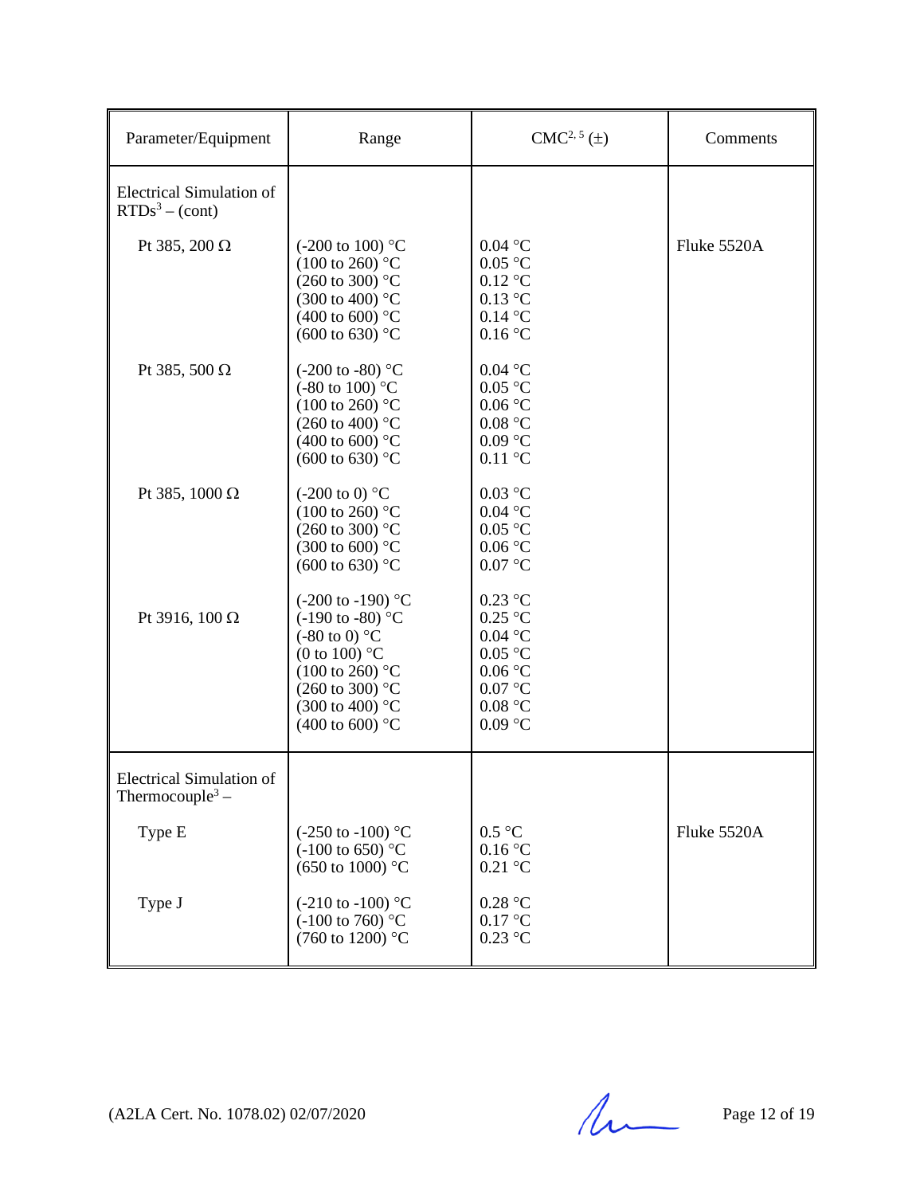| Parameter/Equipment | Range | CMC[2, 5] (±) | Comments |
|---|---|---|---|
| Electrical Simulation of RTDs[3] – (cont) | | | |
| Pt 385, 200 Ω | (-200 to 100) °C<br>(100 to 260) °C<br>(260 to 300) °C<br>(300 to 400) °C<br>(400 to 600) °C<br>(600 to 630) °C | 0.04 °C<br>0.05 °C<br>0.12 °C<br>0.13 °C<br>0.14 °C<br>0.16 °C | Fluke 5520A |
| Pt 385, 500 Ω | (-200 to -80) °C<br>(-80 to 100) °C<br>(100 to 260) °C<br>(260 to 400) °C<br>(400 to 600) °C<br>(600 to 630) °C | 0.04 °C<br>0.05 °C<br>0.06 °C<br>0.08 °C<br>0.09 °C<br>0.11 °C | |
| Pt 385, 1000 Ω | (-200 to 0) °C<br>(100 to 260) °C<br>(260 to 300) °C<br>(300 to 600) °C<br>(600 to 630) °C | 0.03 °C<br>0.04 °C<br>0.05 °C<br>0.06 °C<br>0.07 °C | |
| Pt 3916, 100 Ω | (-200 to -190) °C<br>(-190 to -80) °C<br>(-80 to 0) °C<br>(0 to 100) °C<br>(100 to 260) °C<br>(260 to 300) °C<br>(300 to 400) °C<br>(400 to 600) °C | 0.23 °C<br>0.25 °C<br>0.04 °C<br>0.05 °C<br>0.06 °C<br>0.07 °C<br>0.08 °C<br>0.09 °C | |
| Electrical Simulation of Thermocouple[3] – | | | |
| Type E | (-250 to -100) °C<br>(-100 to 650) °C<br>(650 to 1000) °C | 0.5 °C<br>0.16 °C<br>0.21 °C | Fluke 5520A |
| Type J | (-210 to -100) °C<br>(-100 to 760) °C<br>(760 to 1200) °C | 0.28 °C<br>0.17 °C<br>0.23 °C | |

(A2LA Cert. No. 1078.02) 02/07/2020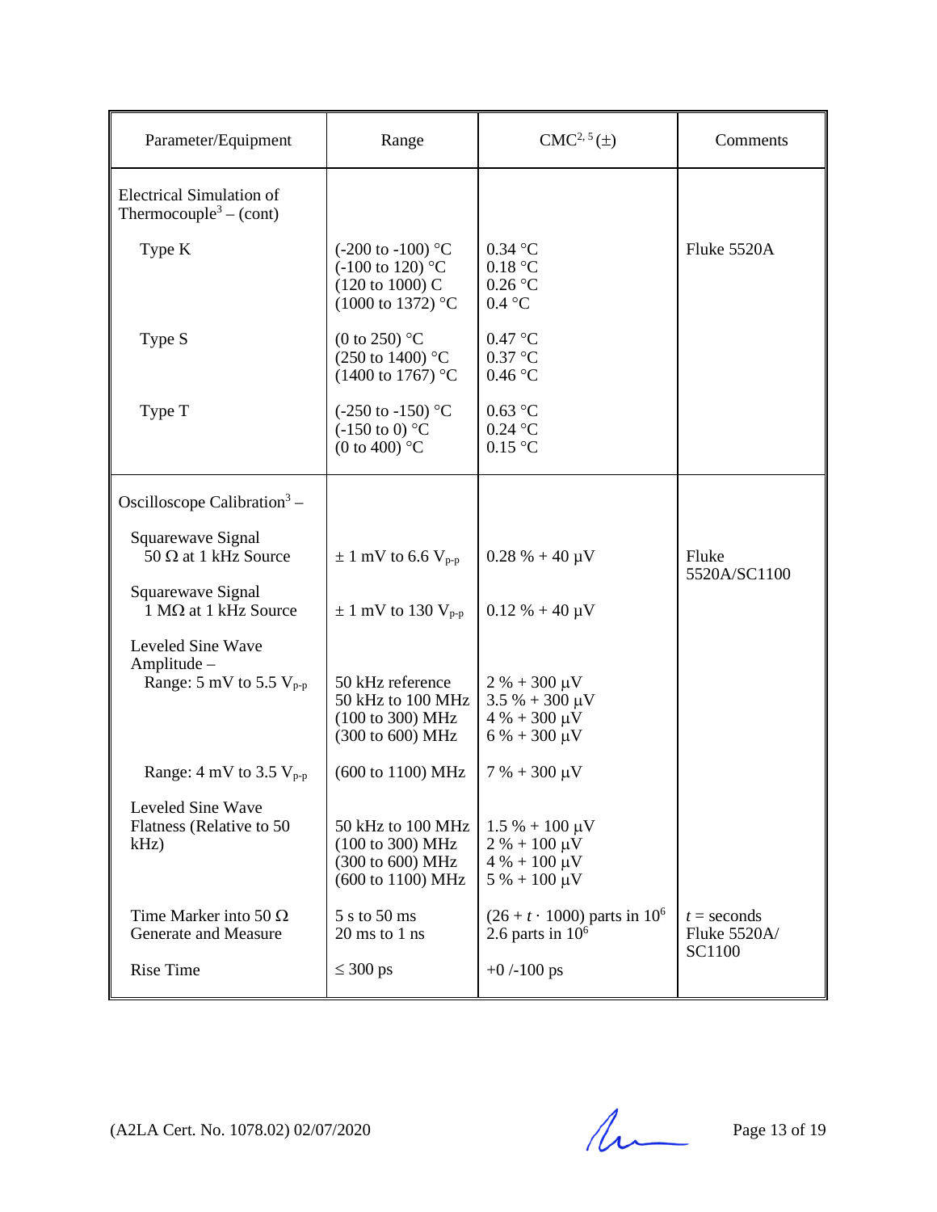| Parameter/Equipment | Range | CMC[2, 5] (±) | Comments |
|---|---|---|---|
| Electrical Simulation of Thermocouple[3] – (cont) | | | |
| Type K | (-200 to -100) °C<br>(-100 to 120) °C<br>(120 to 1000) C<br>(1000 to 1372) °C | 0.34 °C<br>0.18 °C<br>0.26 °C<br>0.4 °C | Fluke 5520A |
| Type S | (0 to 250) °C<br>(250 to 1400) °C<br>(1400 to 1767) °C | 0.47 °C<br>0.37 °C<br>0.46 °C | |
| Type T | (-250 to -150) °C<br>(-150 to 0) °C<br>(0 to 400) °C | 0.63 °C<br>0.24 °C<br>0.15 °C | |
| Oscilloscope Calibration[3] – | | | |
| Squarewave Signal<br>50 Ω at 1 kHz Source | ± 1 mV to 6.6 $V_{p-p}$ | 0.28 % + 40 µV | Fluke 5520A/SC1100 |
| Squarewave Signal<br>1 MΩ at 1 kHz Source | ± 1 mV to 130 $V_{p-p}$ | 0.12 % + 40 µV | |
| Leveled Sine Wave Amplitude –<br>Range: 5 mV to 5.5 $V_{p-p}$ | 50 kHz reference<br>50 kHz to 100 MHz<br>(100 to 300) MHz<br>(300 to 600) MHz | 2 % + 300 µV<br>3.5 % + 300 µV<br>4 % + 300 µV<br>6 % + 300 µV | |
| Range: 4 mV to 3.5 $V_{p-p}$ | (600 to 1100) MHz | 7 % + 300 µV | |
| Leveled Sine Wave Flatness (Relative to 50 kHz) | 50 kHz to 100 MHz<br>(100 to 300) MHz<br>(300 to 600) MHz<br>(600 to 1100) MHz | 1.5 % + 100 µV<br>2 % + 100 µV<br>4 % + 100 µV<br>5 % + 100 µV | |
| Time Marker into 50 Ω Generate and Measure | 5 s to 50 ms<br>20 ms to 1 ns | $(26 + t \cdot 1000)$ parts in $10^6$<br>2.6 parts in $10^6$ | $t$ = seconds<br>Fluke 5520A/ SC1100 |
| Rise Time | ≤ 300 ps | +0 /-100 ps | |

(A2LA Cert. No. 1078.02) 02/07/2020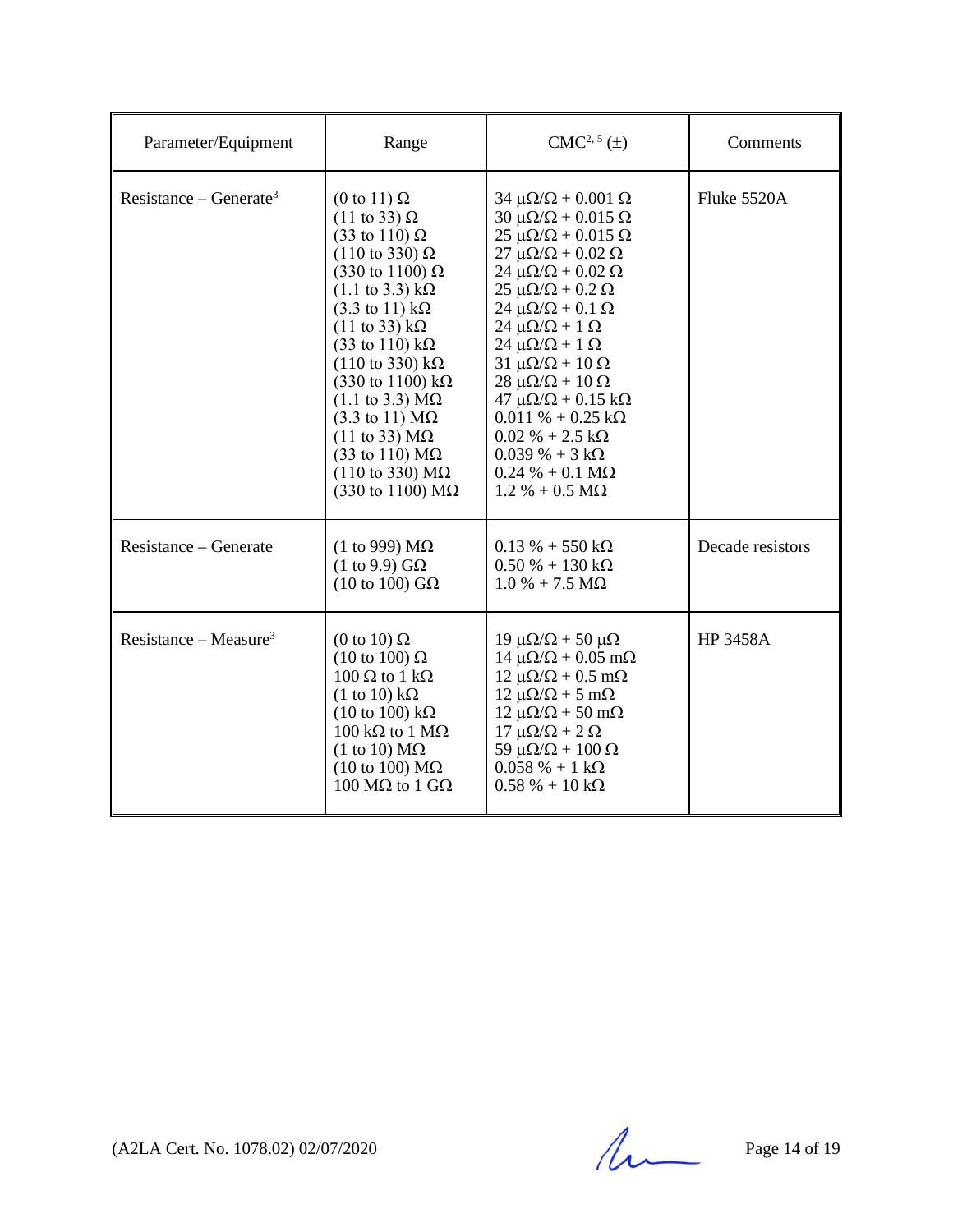| Parameter/Equipment | Range | CMC[2, 5] (±) | Comments |
|---|---|---|---|
| Resistance – Generate[3] | (0 to 11) Ω<br>(11 to 33) Ω<br>(33 to 110) Ω<br>(110 to 330) Ω<br>(330 to 1100) Ω<br>(1.1 to 3.3) kΩ<br>(3.3 to 11) kΩ<br>(11 to 33) kΩ<br>(33 to 110) kΩ<br>(110 to 330) kΩ<br>(330 to 1100) kΩ<br>(1.1 to 3.3) MΩ<br>(3.3 to 11) MΩ<br>(11 to 33) MΩ<br>(33 to 110) MΩ<br>(110 to 330) MΩ<br>(330 to 1100) MΩ | 34 μΩ/Ω + 0.001 Ω<br>30 μΩ/Ω + 0.015 Ω<br>25 μΩ/Ω + 0.015 Ω<br>27 μΩ/Ω + 0.02 Ω<br>24 μΩ/Ω + 0.02 Ω<br>25 μΩ/Ω + 0.2 Ω<br>24 μΩ/Ω + 0.1 Ω<br>24 μΩ/Ω + 1 Ω<br>24 μΩ/Ω + 1 Ω<br>31 μΩ/Ω + 10 Ω<br>28 μΩ/Ω + 10 Ω<br>47 μΩ/Ω + 0.15 kΩ<br>0.011 % + 0.25 kΩ<br>0.02 % + 2.5 kΩ<br>0.039 % + 3 kΩ<br>0.24 % + 0.1 MΩ<br>1.2 % + 0.5 MΩ | Fluke 5520A |
| Resistance – Generate | (1 to 999) MΩ<br>(1 to 9.9) GΩ<br>(10 to 100) GΩ | 0.13 % + 550 kΩ<br>0.50 % + 130 kΩ<br>1.0 % + 7.5 MΩ | Decade resistors |
| Resistance – Measure[3] | (0 to 10) Ω<br>(10 to 100) Ω<br>100 Ω to 1 kΩ<br>(1 to 10) kΩ<br>(10 to 100) kΩ<br>100 kΩ to 1 MΩ<br>(1 to 10) MΩ<br>(10 to 100) MΩ<br>100 MΩ to 1 GΩ | 19 μΩ/Ω + 50 μΩ<br>14 μΩ/Ω + 0.05 mΩ<br>12 μΩ/Ω + 0.5 mΩ<br>12 μΩ/Ω + 5 mΩ<br>12 μΩ/Ω + 50 mΩ<br>17 μΩ/Ω + 2 Ω<br>59 μΩ/Ω + 100 Ω<br>0.058 % + 1 kΩ<br>0.58 % + 10 kΩ | HP 3458A |

(A2LA Cert. No. 1078.02) 02/07/2020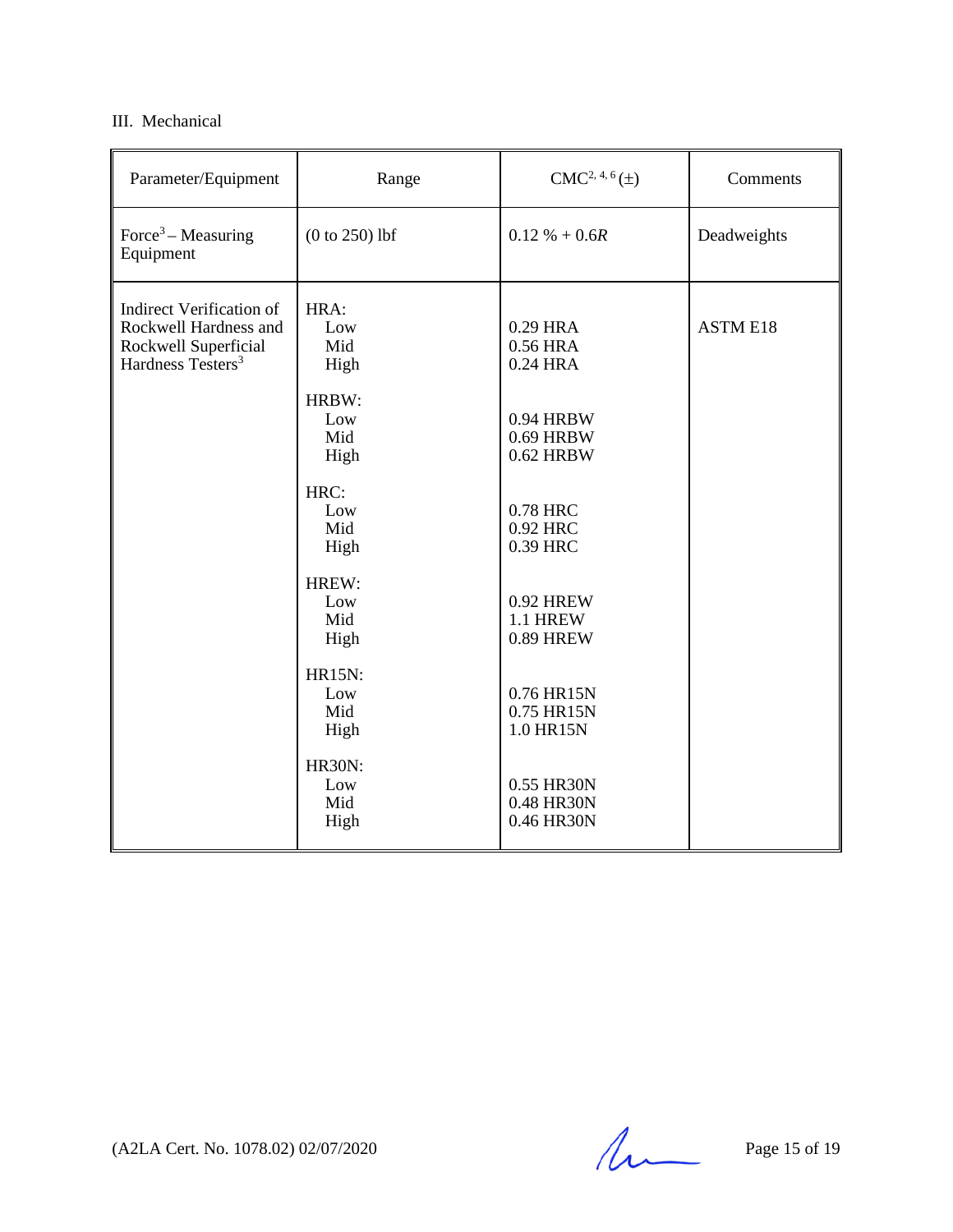III. Mechanical

| Parameter/Equipment | Range | CMC[2, 4, 6] (±) | Comments |
|---|---|---|---|
| Force[3] – Measuring Equipment | (0 to 250) lbf | 0.12 % + 0.6*R* | Deadweights |
| Indirect Verification of Rockwell Hardness and Rockwell Superficial Hardness Testers[3] | HRA: | | ASTM E18 |
| | Low | 0.29 HRA | |
| | Mid | 0.56 HRA | |
| | High | 0.24 HRA | |
| | HRBW: | | |
| | Low | 0.94 HRBW | |
| | Mid | 0.69 HRBW | |
| | High | 0.62 HRBW | |
| | HRC: | | |
| | Low | 0.78 HRC | |
| | Mid | 0.92 HRC | |
| | High | 0.39 HRC | |
| | HREW: | | |
| | Low | 0.92 HREW | |
| | Mid | 1.1 HREW | |
| | High | 0.89 HREW | |
| | HR15N: | | |
| | Low | 0.76 HR15N | |
| | Mid | 0.75 HR15N | |
| | High | 1.0 HR15N | |
| | HR30N: | | |
| | Low | 0.55 HR30N | |
| | Mid | 0.48 HR30N | |
| | High | 0.46 HR30N | |

(A2LA Cert. No. 1078.02) 02/07/2020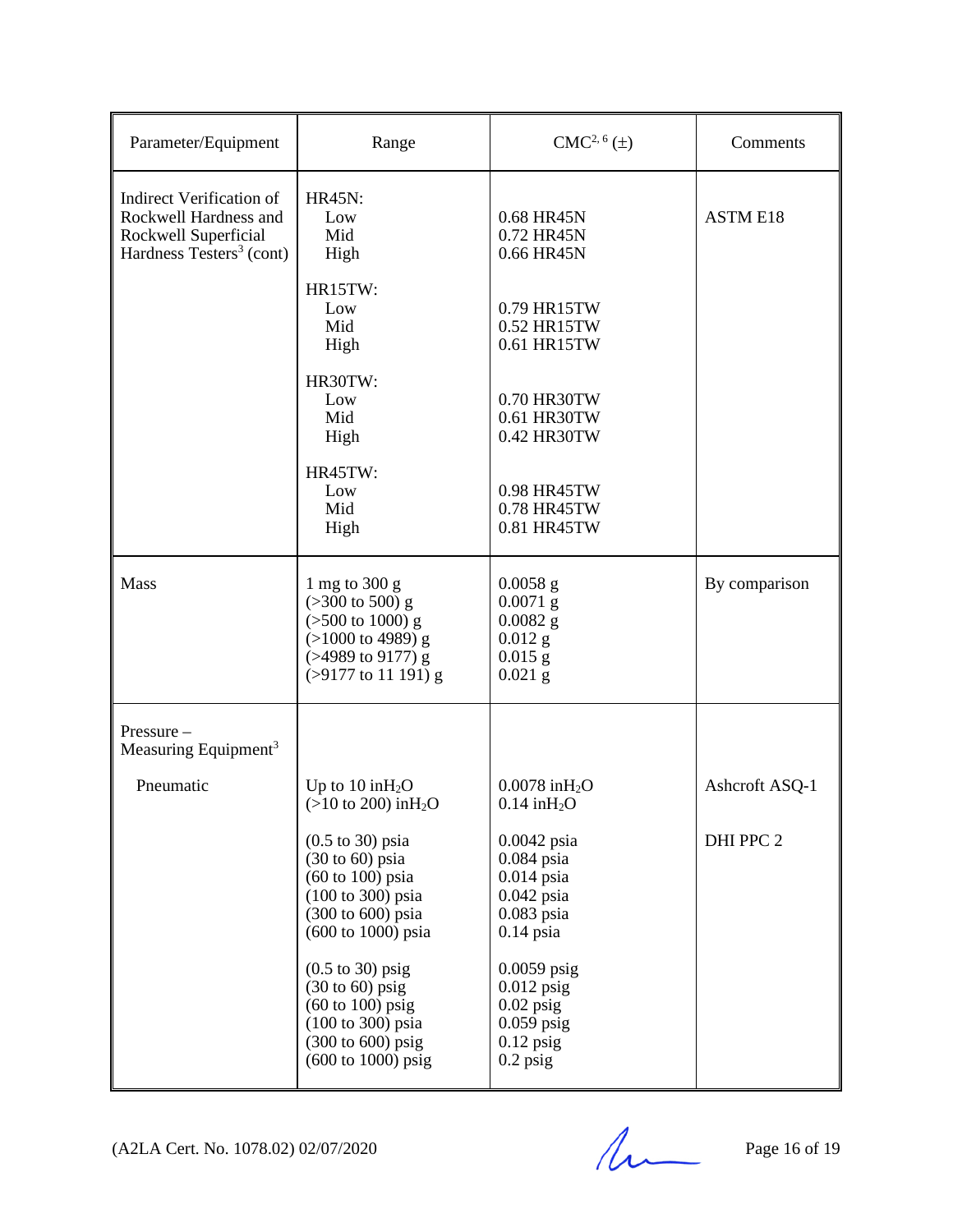| Parameter/Equipment | Range | CMC[2, 6] (±) | Comments |
|---|---|---|---|
| Indirect Verification of Rockwell Hardness and Rockwell Superficial Hardness Testers[3] (cont) | HR45N:<br>Low<br>Mid<br>High | <br>0.68 HR45N<br>0.72 HR45N<br>0.66 HR45N | ASTM E18 |
| | HR15TW:<br>Low<br>Mid<br>High | <br>0.79 HR15TW<br>0.52 HR15TW<br>0.61 HR15TW | |
| | HR30TW:<br>Low<br>Mid<br>High | <br>0.70 HR30TW<br>0.61 HR30TW<br>0.42 HR30TW | |
| | HR45TW:<br>Low<br>Mid<br>High | <br>0.98 HR45TW<br>0.78 HR45TW<br>0.81 HR45TW | |
| Mass | 1 mg to 300 g<br>(>300 to 500) g<br>(>500 to 1000) g<br>(>1000 to 4989) g<br>(>4989 to 9177) g<br>(>9177 to 11 191) g | 0.0058 g<br>0.0071 g<br>0.0082 g<br>0.012 g<br>0.015 g<br>0.021 g | By comparison |
| Pressure – Measuring Equipment[3] | | | |
| Pneumatic | Up to 10 in$H_2O$<br>(>10 to 200) in$H_2O$ | 0.0078 in$H_2O$<br>0.14 in$H_2O$ | Ashcroft ASQ-1 |
| | (0.5 to 30) psia<br>(30 to 60) psia<br>(60 to 100) psia<br>(100 to 300) psia<br>(300 to 600) psia<br>(600 to 1000) psia | 0.0042 psia<br>0.084 psia<br>0.014 psia<br>0.042 psia<br>0.083 psia<br>0.14 psia | DHI PPC 2 |
| | (0.5 to 30) psig<br>(30 to 60) psig<br>(60 to 100) psig<br>(100 to 300) psia<br>(300 to 600) psig<br>(600 to 1000) psig | 0.0059 psig<br>0.012 psig<br>0.02 psig<br>0.059 psig<br>0.12 psig<br>0.2 psig | |

(A2LA Cert. No. 1078.02) 02/07/2020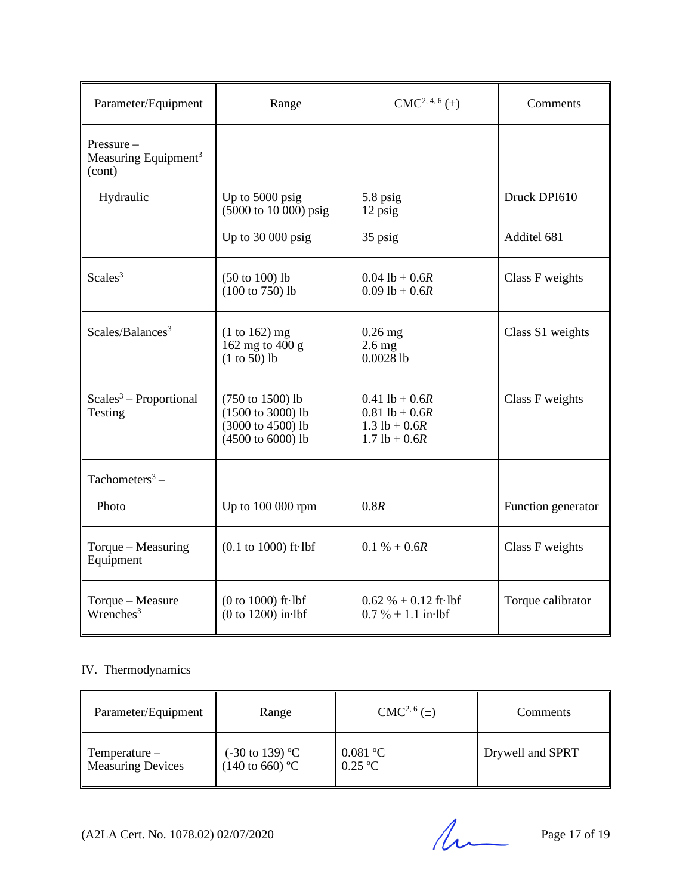| Parameter/Equipment | Range | CMC[2, 4, 6] (±) | Comments |
|---|---|---|---|
| Pressure – Measuring Equipment[3] (cont) | | | |
| Hydraulic | Up to 5000 psig<br>(5000 to 10 000) psig | 5.8 psig<br>12 psig | Druck DPI610 |
| | Up to 30 000 psig | 35 psig | Additel 681 |
| Scales[3] | (50 to 100) lb<br>(100 to 750) lb | 0.04 lb + 0.6*R*<br>0.09 lb + 0.6*R* | Class F weights |
| Scales/Balances[3] | (1 to 162) mg<br>162 mg to 400 g<br>(1 to 50) lb | 0.26 mg<br>2.6 mg<br>0.0028 lb | Class S1 weights |
| Scales[3] – Proportional Testing | (750 to 1500) lb<br>(1500 to 3000) lb<br>(3000 to 4500) lb<br>(4500 to 6000) lb | 0.41 lb + 0.6*R*<br>0.81 lb + 0.6*R*<br>1.3 lb + 0.6*R*<br>1.7 lb + 0.6*R* | Class F weights |
| Tachometers[3] – | | | |
| Photo | Up to 100 000 rpm | 0.8*R* | Function generator |
| Torque – Measuring Equipment | (0.1 to 1000) ft·lbf | 0.1 % + 0.6*R* | Class F weights |
| Torque – Measure Wrenches[3] | (0 to 1000) ft·lbf<br>(0 to 1200) in·lbf | 0.62 % + 0.12 ft·lbf<br>0.7 % + 1.1 in·lbf | Torque calibrator |

IV. Thermodynamics

| Parameter/Equipment | Range | CMC[2, 6] (±) | Comments |
|---|---|---|---|
| Temperature – Measuring Devices | (-30 to 139) ºC<br>(140 to 660) ºC | 0.081 ºC<br>0.25 ºC | Drywell and SPRT |

(A2LA Cert. No. 1078.02) 02/07/2020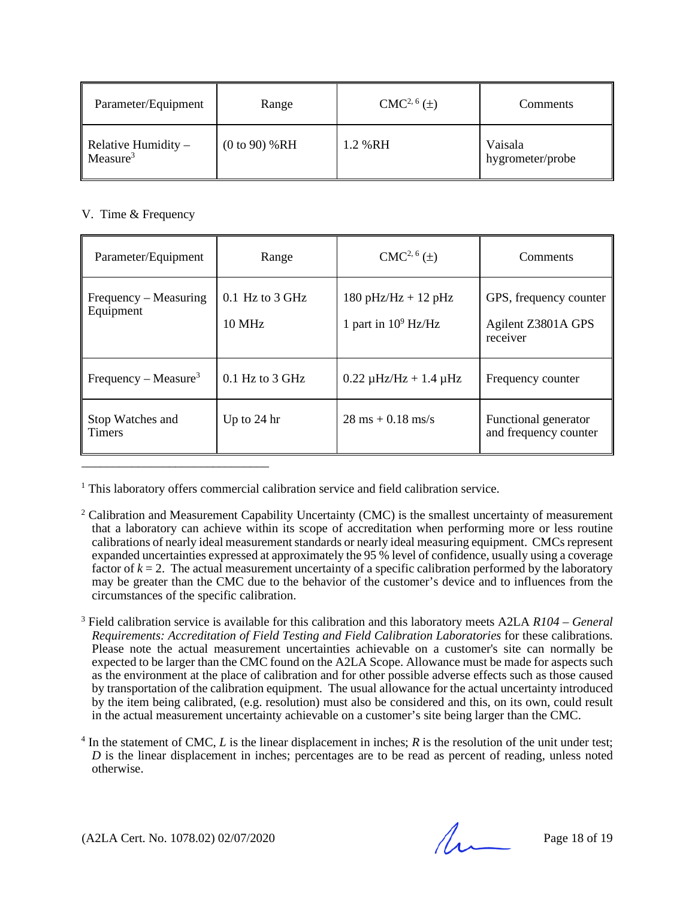| Parameter/Equipment | Range | CMC[2, 6] (±) | Comments |
|---|---|---|---|
| Relative Humidity – Measure[3] | (0 to 90) %RH | 1.2 %RH | Vaisala hygrometer/probe |

V. Time & Frequency

| Parameter/Equipment | Range | CMC[2, 6] (±) | Comments |
|---|---|---|---|
| Frequency – Measuring Equipment | 0.1 Hz to 3 GHz<br>10 MHz | 180 pHz/Hz + 12 pHz<br>1 part in $10^9$ Hz/Hz | GPS, frequency counter<br>Agilent Z3801A GPS receiver |
| Frequency – Measure[3] | 0.1 Hz to 3 GHz | 0.22 µHz/Hz + 1.4 µHz | Frequency counter |
| Stop Watches and Timers | Up to 24 hr | 28 ms + 0.18 ms/s | Functional generator and frequency counter |

---

[1] This laboratory offers commercial calibration service and field calibration service.

[2] Calibration and Measurement Capability Uncertainty (CMC) is the smallest uncertainty of measurement that a laboratory can achieve within its scope of accreditation when performing more or less routine calibrations of nearly ideal measurement standards or nearly ideal measuring equipment. CMCs represent expanded uncertainties expressed at approximately the 95 % level of confidence, usually using a coverage factor of $k = 2$. The actual measurement uncertainty of a specific calibration performed by the laboratory may be greater than the CMC due to the behavior of the customer's device and to influences from the circumstances of the specific calibration.

[3] Field calibration service is available for this calibration and this laboratory meets A2LA *R104 – General Requirements: Accreditation of Field Testing and Field Calibration Laboratories* for these calibrations. Please note the actual measurement uncertainties achievable on a customer's site can normally be expected to be larger than the CMC found on the A2LA Scope. Allowance must be made for aspects such as the environment at the place of calibration and for other possible adverse effects such as those caused by transportation of the calibration equipment. The usual allowance for the actual uncertainty introduced by the item being calibrated, (e.g. resolution) must also be considered and this, on its own, could result in the actual measurement uncertainty achievable on a customer's site being larger than the CMC.

[4] In the statement of CMC, $L$ is the linear displacement in inches; $R$ is the resolution of the unit under test; $D$ is the linear displacement in inches; percentages are to be read as percent of reading, unless noted otherwise.

(A2LA Cert. No. 1078.02) 02/07/2020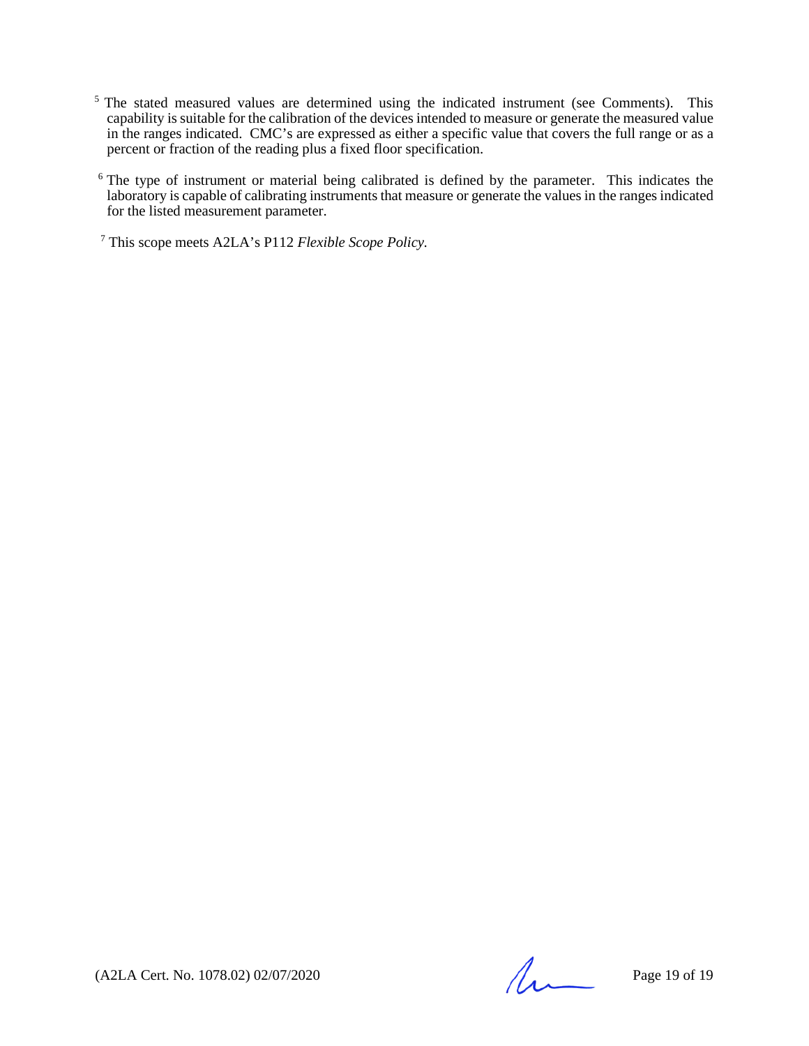[5] The stated measured values are determined using the indicated instrument (see Comments). This capability is suitable for the calibration of the devices intended to measure or generate the measured value in the ranges indicated. CMC's are expressed as either a specific value that covers the full range or as a percent or fraction of the reading plus a fixed floor specification.

[6] The type of instrument or material being calibrated is defined by the parameter. This indicates the laboratory is capable of calibrating instruments that measure or generate the values in the ranges indicated for the listed measurement parameter.

[7] This scope meets A2LA's P112 *Flexible Scope Policy*.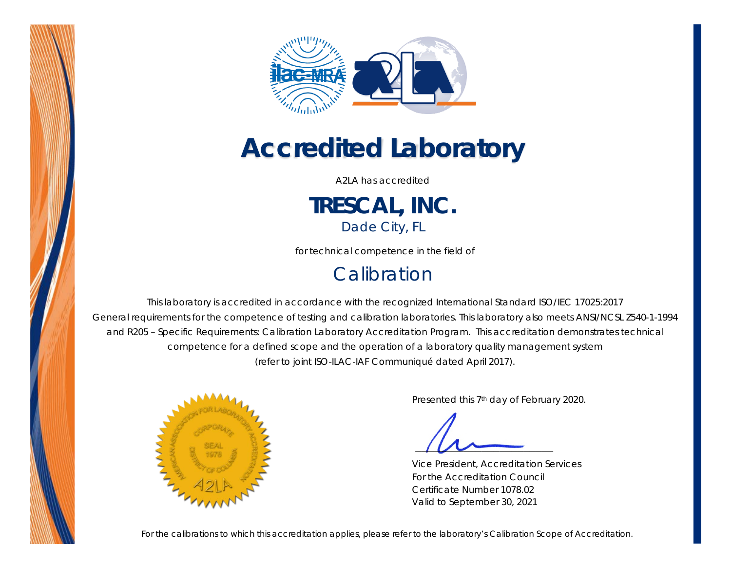# Accredited Laboratory

A2LA has accredited

## TRESCAL, INC.

Dade City, FL

for technical competence in the field of

## Calibration

This laboratory is accredited in accordance with the recognized International Standard ISO/IEC 17025:2017 General requirements for the competence of testing and calibration laboratories. This laboratory also meets ANSI/NCSL Z540-1-1994 and R205 – Specific Requirements: Calibration Laboratory Accreditation Program. This accreditation demonstrates technical competence for a defined scope and the operation of a laboratory quality management system (refer to joint ISO-ILAC-IAF Communiqué dated April 2017).

Presented this 7th day of February 2020.

Vice President, Accreditation Services
For the Accreditation Council
Certificate Number 1078.02
Valid to September 30, 2021

For the calibrations to which this accreditation applies, please refer to the laboratory's Calibration Scope of Accreditation.